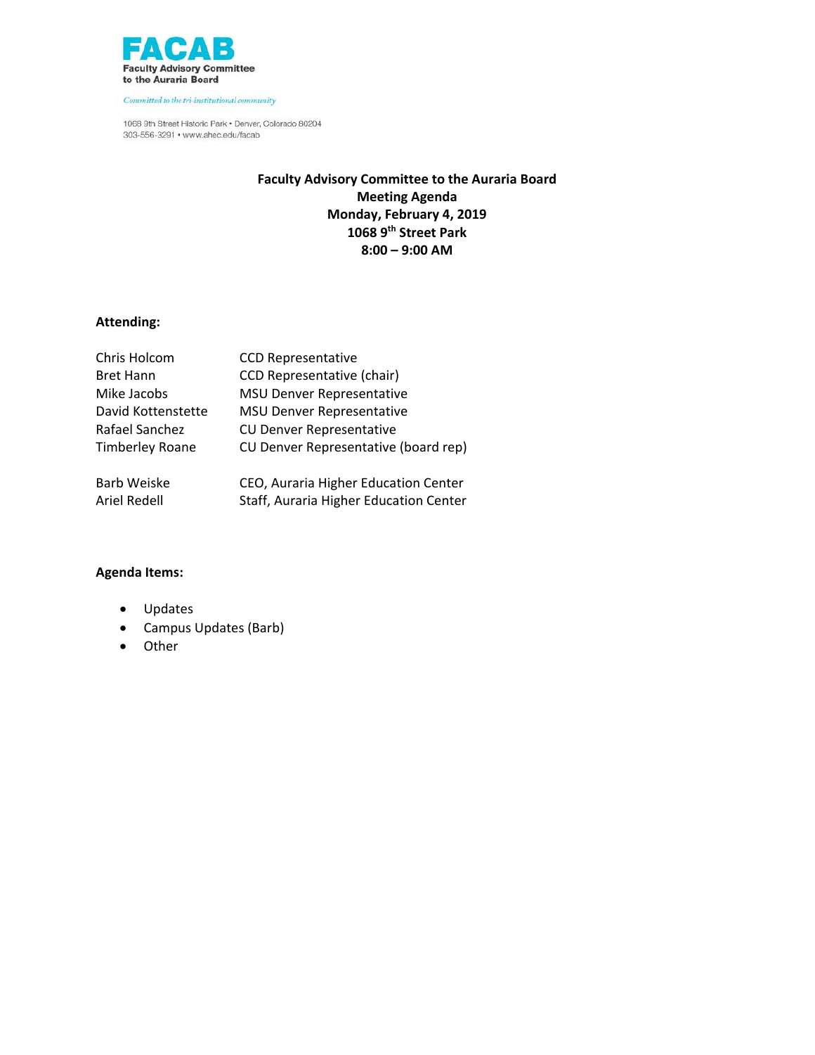**FACAB**
**Faculty Advisory Committee to the Auraria Board**

*Committed to the tri-institutional community*

1068 9th Street Historic Park • Denver, Colorado 80204
303-556-3291 • www.ahec.edu/facab

# Faculty Advisory Committee to the Auraria Board
## Meeting Agenda
### Monday, February 4, 2019
### 1068 9th Street Park
### 8:00 – 9:00 AM

**Attending:**

| | |
|---|---|
| Chris Holcom | CCD Representative |
| Bret Hann | CCD Representative (chair) |
| Mike Jacobs | MSU Denver Representative |
| David Kottenstette | MSU Denver Representative |
| Rafael Sanchez | CU Denver Representative |
| Timberley Roane | CU Denver Representative (board rep) |
| Barb Weiske | CEO, Auraria Higher Education Center |
| Ariel Redell | Staff, Auraria Higher Education Center |

**Agenda Items:**

- Updates
- Campus Updates (Barb)
- Other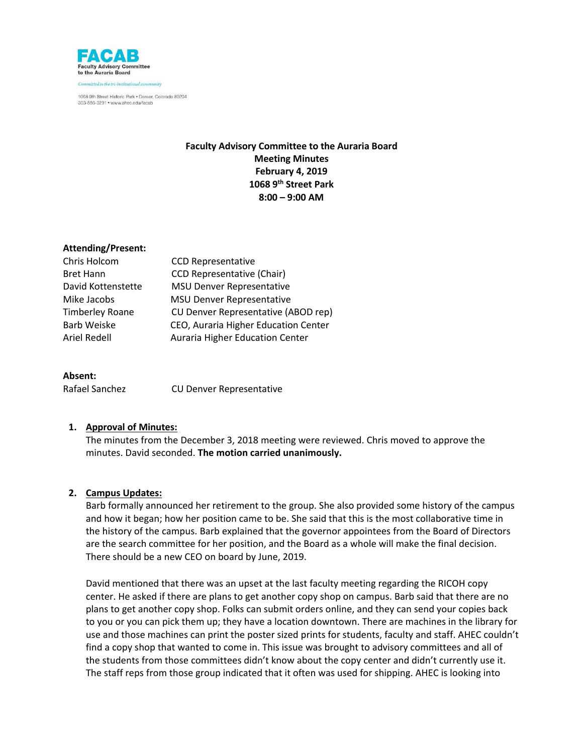**FACAB**
**Faculty Advisory Committee to the Auraria Board**

*Committed to the tri-institutional community*

1068 9th Street Historic Park • Denver, Colorado 80204
303-556-3291 • www.ahec.edu/facab

**Faculty Advisory Committee to the Auraria Board**
**Meeting Minutes**
**February 4, 2019**
**1068 9th Street Park**
**8:00 – 9:00 AM**

**Attending/Present:**

| | |
|---|---|
| Chris Holcom | CCD Representative |
| Bret Hann | CCD Representative (Chair) |
| David Kottenstette | MSU Denver Representative |
| Mike Jacobs | MSU Denver Representative |
| Timberley Roane | CU Denver Representative (ABOD rep) |
| Barb Weiske | CEO, Auraria Higher Education Center |
| Ariel Redell | Auraria Higher Education Center |

**Absent:**

| | |
|---|---|
| Rafael Sanchez | CU Denver Representative |

1. **Approval of Minutes:**
   The minutes from the December 3, 2018 meeting were reviewed. Chris moved to approve the minutes. David seconded. **The motion carried unanimously.**

2. **Campus Updates:**
   Barb formally announced her retirement to the group. She also provided some history of the campus and how it began; how her position came to be. She said that this is the most collaborative time in the history of the campus. Barb explained that the governor appointees from the Board of Directors are the search committee for her position, and the Board as a whole will make the final decision. There should be a new CEO on board by June, 2019.

   David mentioned that there was an upset at the last faculty meeting regarding the RICOH copy center. He asked if there are plans to get another copy shop on campus. Barb said that there are no plans to get another copy shop. Folks can submit orders online, and they can send your copies back to you or you can pick them up; they have a location downtown. There are machines in the library for use and those machines can print the poster sized prints for students, faculty and staff. AHEC couldn't find a copy shop that wanted to come in. This issue was brought to advisory committees and all of the students from those committees didn't know about the copy center and didn't currently use it. The staff reps from those group indicated that it often was used for shipping. AHEC is looking into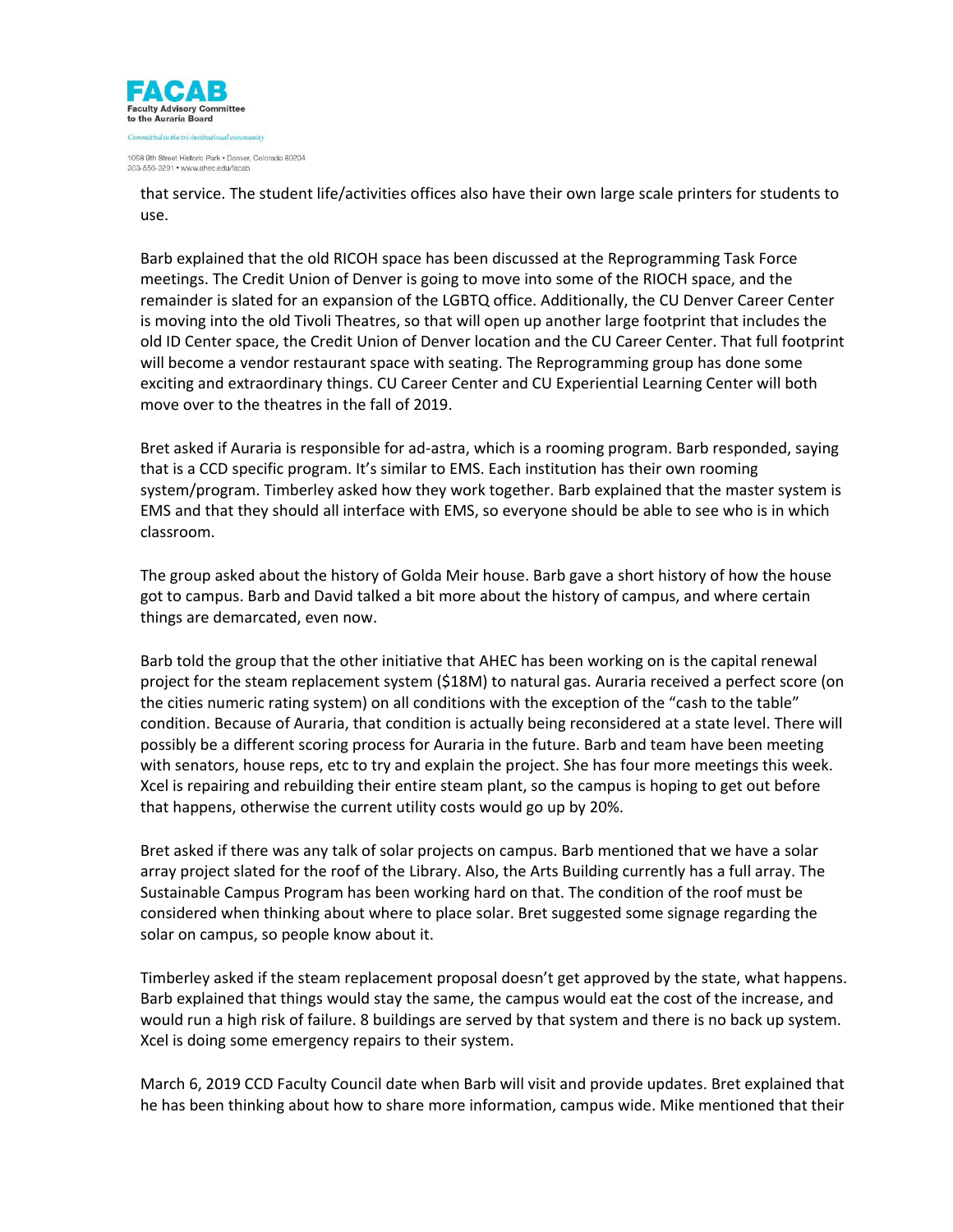that service. The student life/activities offices also have their own large scale printers for students to use.

Barb explained that the old RICOH space has been discussed at the Reprogramming Task Force meetings. The Credit Union of Denver is going to move into some of the RIOCH space, and the remainder is slated for an expansion of the LGBTQ office. Additionally, the CU Denver Career Center is moving into the old Tivoli Theatres, so that will open up another large footprint that includes the old ID Center space, the Credit Union of Denver location and the CU Career Center. That full footprint will become a vendor restaurant space with seating. The Reprogramming group has done some exciting and extraordinary things. CU Career Center and CU Experiential Learning Center will both move over to the theatres in the fall of 2019.

Bret asked if Auraria is responsible for ad-astra, which is a rooming program. Barb responded, saying that is a CCD specific program. It's similar to EMS. Each institution has their own rooming system/program. Timberley asked how they work together. Barb explained that the master system is EMS and that they should all interface with EMS, so everyone should be able to see who is in which classroom.

The group asked about the history of Golda Meir house. Barb gave a short history of how the house got to campus. Barb and David talked a bit more about the history of campus, and where certain things are demarcated, even now.

Barb told the group that the other initiative that AHEC has been working on is the capital renewal project for the steam replacement system ($18M) to natural gas. Auraria received a perfect score (on the cities numeric rating system) on all conditions with the exception of the "cash to the table" condition. Because of Auraria, that condition is actually being reconsidered at a state level. There will possibly be a different scoring process for Auraria in the future. Barb and team have been meeting with senators, house reps, etc to try and explain the project. She has four more meetings this week. Xcel is repairing and rebuilding their entire steam plant, so the campus is hoping to get out before that happens, otherwise the current utility costs would go up by 20%.

Bret asked if there was any talk of solar projects on campus. Barb mentioned that we have a solar array project slated for the roof of the Library. Also, the Arts Building currently has a full array. The Sustainable Campus Program has been working hard on that. The condition of the roof must be considered when thinking about where to place solar. Bret suggested some signage regarding the solar on campus, so people know about it.

Timberley asked if the steam replacement proposal doesn't get approved by the state, what happens. Barb explained that things would stay the same, the campus would eat the cost of the increase, and would run a high risk of failure. 8 buildings are served by that system and there is no back up system. Xcel is doing some emergency repairs to their system.

March 6, 2019 CCD Faculty Council date when Barb will visit and provide updates. Bret explained that he has been thinking about how to share more information, campus wide. Mike mentioned that their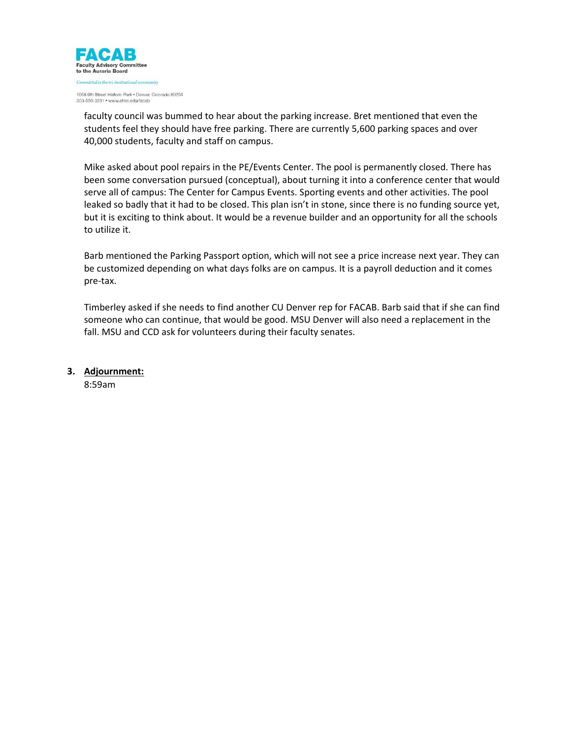faculty council was bummed to hear about the parking increase. Bret mentioned that even the students feel they should have free parking. There are currently 5,600 parking spaces and over 40,000 students, faculty and staff on campus.

Mike asked about pool repairs in the PE/Events Center. The pool is permanently closed. There has been some conversation pursued (conceptual), about turning it into a conference center that would serve all of campus: The Center for Campus Events. Sporting events and other activities. The pool leaked so badly that it had to be closed. This plan isn't in stone, since there is no funding source yet, but it is exciting to think about. It would be a revenue builder and an opportunity for all the schools to utilize it.

Barb mentioned the Parking Passport option, which will not see a price increase next year. They can be customized depending on what days folks are on campus. It is a payroll deduction and it comes pre-tax.

Timberley asked if she needs to find another CU Denver rep for FACAB. Barb said that if she can find someone who can continue, that would be good. MSU Denver will also need a replacement in the fall. MSU and CCD ask for volunteers during their faculty senates.

3. **Adjournment:**
   8:59am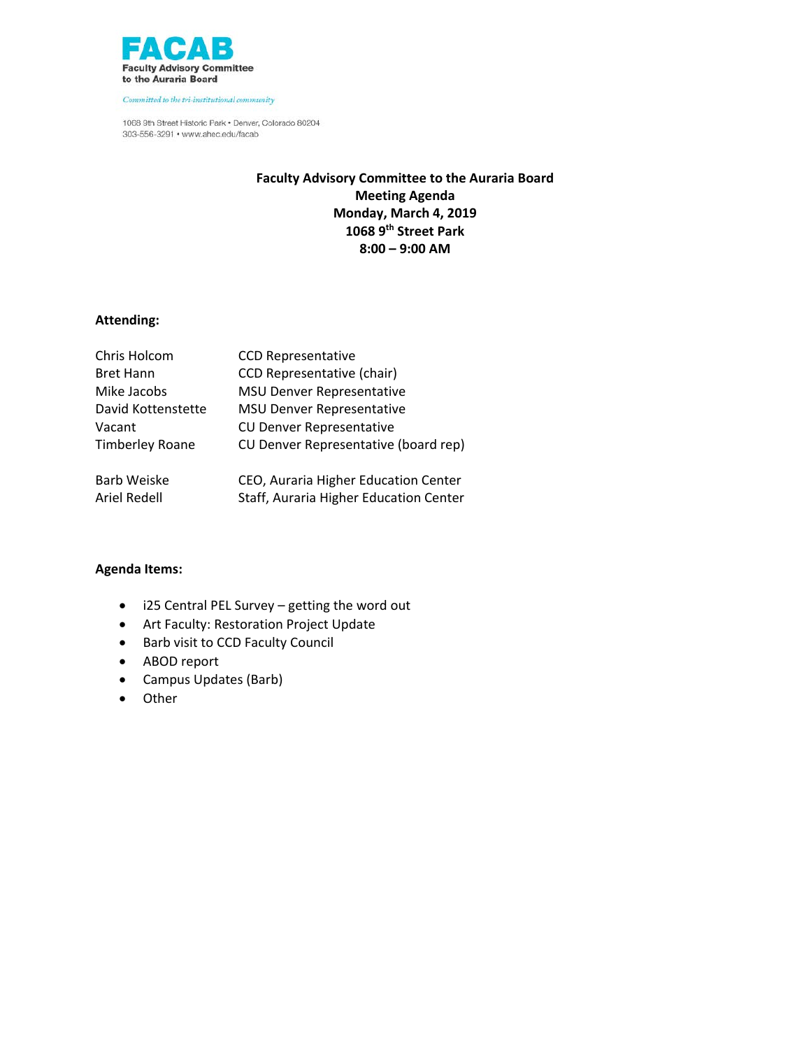**FACAB**
**Faculty Advisory Committee to the Auraria Board**

*Committed to the tri-institutional community*

1068 9th Street Historic Park • Denver, Colorado 80204
303-556-3291 • www.ahec.edu/facab

**Faculty Advisory Committee to the Auraria Board**
**Meeting Agenda**
**Monday, March 4, 2019**
**1068 9th Street Park**
**8:00 – 9:00 AM**

**Attending:**

| | |
|---|---|
| Chris Holcom | CCD Representative |
| Bret Hann | CCD Representative (chair) |
| Mike Jacobs | MSU Denver Representative |
| David Kottenstette | MSU Denver Representative |
| Vacant | CU Denver Representative |
| Timberley Roane | CU Denver Representative (board rep) |
| Barb Weiske | CEO, Auraria Higher Education Center |
| Ariel Redell | Staff, Auraria Higher Education Center |

**Agenda Items:**

- i25 Central PEL Survey – getting the word out
- Art Faculty: Restoration Project Update
- Barb visit to CCD Faculty Council
- ABOD report
- Campus Updates (Barb)
- Other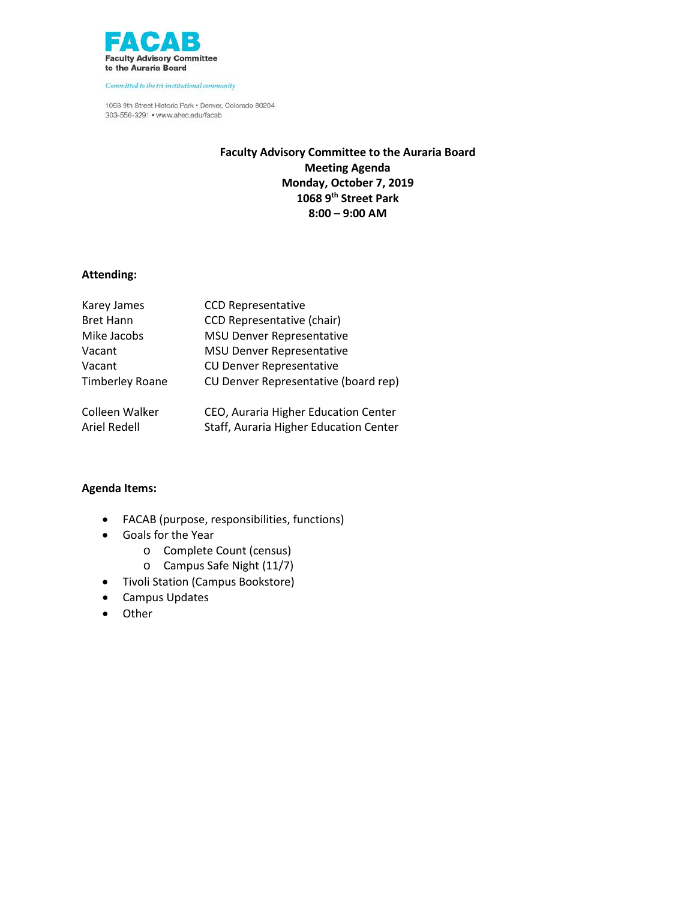**FACAB**
**Faculty Advisory Committee to the Auraria Board**

*Committed to the tri-institutional community*

1068 9th Street Historic Park • Denver, Colorado 80204
303-556-3291 • www.ahec.edu/facab

**Faculty Advisory Committee to the Auraria Board**
**Meeting Agenda**
**Monday, October 7, 2019**
**1068 9th Street Park**
**8:00 – 9:00 AM**

**Attending:**

| | |
|---|---|
| Karey James | CCD Representative |
| Bret Hann | CCD Representative (chair) |
| Mike Jacobs | MSU Denver Representative |
| Vacant | MSU Denver Representative |
| Vacant | CU Denver Representative |
| Timberley Roane | CU Denver Representative (board rep) |
| | |
| Colleen Walker | CEO, Auraria Higher Education Center |
| Ariel Redell | Staff, Auraria Higher Education Center |

**Agenda Items:**

- FACAB (purpose, responsibilities, functions)
- Goals for the Year
  - Complete Count (census)
  - Campus Safe Night (11/7)
- Tivoli Station (Campus Bookstore)
- Campus Updates
- Other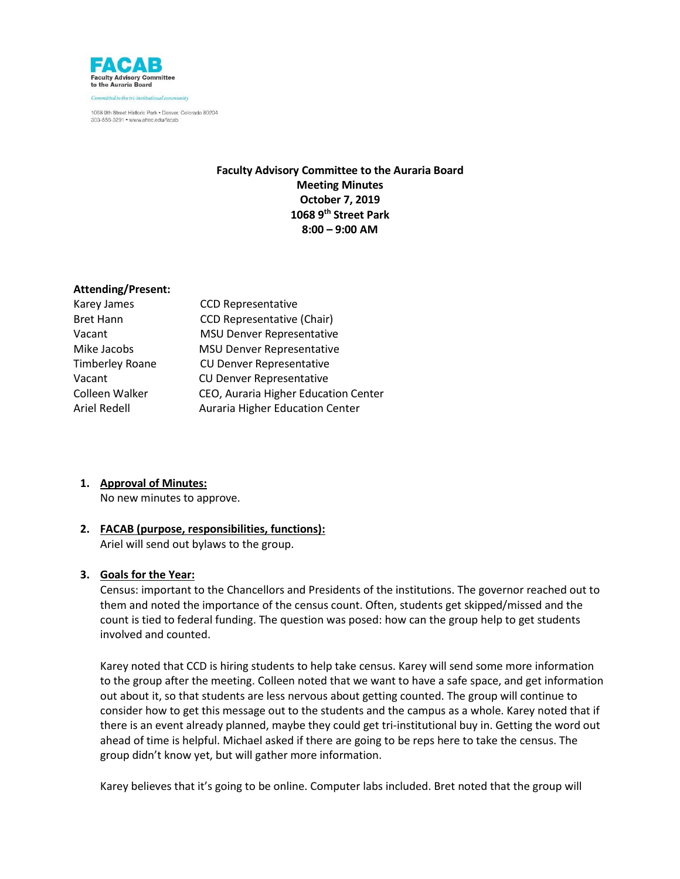**FACAB**
**Faculty Advisory Committee to the Auraria Board**

*Committed to the tri-institutional community*

1068 9th Street Historic Park • Denver, Colorado 80204
303-556-3291 • www.ahec.edu/facab

**Faculty Advisory Committee to the Auraria Board**
**Meeting Minutes**
**October 7, 2019**
**1068 9th Street Park**
**8:00 – 9:00 AM**

**Attending/Present:**

| | |
|---|---|
| Karey James | CCD Representative |
| Bret Hann | CCD Representative (Chair) |
| Vacant | MSU Denver Representative |
| Mike Jacobs | MSU Denver Representative |
| Timberley Roane | CU Denver Representative |
| Vacant | CU Denver Representative |
| Colleen Walker | CEO, Auraria Higher Education Center |
| Ariel Redell | Auraria Higher Education Center |

1. **Approval of Minutes:**
   No new minutes to approve.

2. **FACAB (purpose, responsibilities, functions):**
   Ariel will send out bylaws to the group.

3. **Goals for the Year:**
   Census: important to the Chancellors and Presidents of the institutions. The governor reached out to them and noted the importance of the census count. Often, students get skipped/missed and the count is tied to federal funding. The question was posed: how can the group help to get students involved and counted.

   Karey noted that CCD is hiring students to help take census. Karey will send some more information to the group after the meeting. Colleen noted that we want to have a safe space, and get information out about it, so that students are less nervous about getting counted. The group will continue to consider how to get this message out to the students and the campus as a whole. Karey noted that if there is an event already planned, maybe they could get tri-institutional buy in. Getting the word out ahead of time is helpful. Michael asked if there are going to be reps here to take the census. The group didn't know yet, but will gather more information.

   Karey believes that it's going to be online. Computer labs included. Bret noted that the group will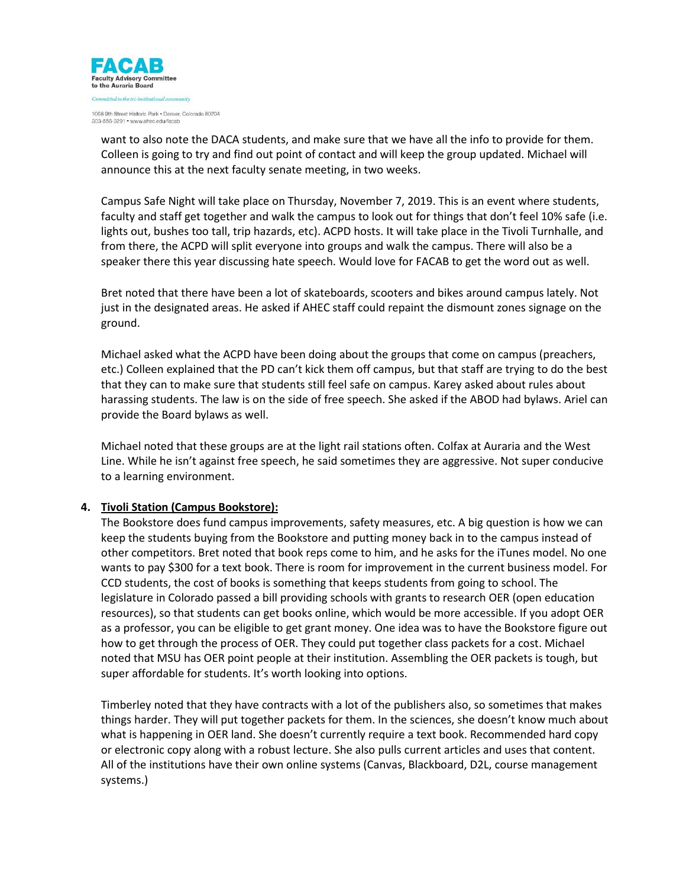want to also note the DACA students, and make sure that we have all the info to provide for them. Colleen is going to try and find out point of contact and will keep the group updated. Michael will announce this at the next faculty senate meeting, in two weeks.

Campus Safe Night will take place on Thursday, November 7, 2019. This is an event where students, faculty and staff get together and walk the campus to look out for things that don't feel 10% safe (i.e. lights out, bushes too tall, trip hazards, etc). ACPD hosts. It will take place in the Tivoli Turnhalle, and from there, the ACPD will split everyone into groups and walk the campus. There will also be a speaker there this year discussing hate speech. Would love for FACAB to get the word out as well.

Bret noted that there have been a lot of skateboards, scooters and bikes around campus lately. Not just in the designated areas. He asked if AHEC staff could repaint the dismount zones signage on the ground.

Michael asked what the ACPD have been doing about the groups that come on campus (preachers, etc.) Colleen explained that the PD can't kick them off campus, but that staff are trying to do the best that they can to make sure that students still feel safe on campus. Karey asked about rules about harassing students. The law is on the side of free speech. She asked if the ABOD had bylaws. Ariel can provide the Board bylaws as well.

Michael noted that these groups are at the light rail stations often. Colfax at Auraria and the West Line. While he isn't against free speech, he said sometimes they are aggressive. Not super conducive to a learning environment.

4. **Tivoli Station (Campus Bookstore):**
   The Bookstore does fund campus improvements, safety measures, etc. A big question is how we can keep the students buying from the Bookstore and putting money back in to the campus instead of other competitors. Bret noted that book reps come to him, and he asks for the iTunes model. No one wants to pay $300 for a text book. There is room for improvement in the current business model. For CCD students, the cost of books is something that keeps students from going to school. The legislature in Colorado passed a bill providing schools with grants to research OER (open education resources), so that students can get books online, which would be more accessible. If you adopt OER as a professor, you can be eligible to get grant money. One idea was to have the Bookstore figure out how to get through the process of OER. They could put together class packets for a cost. Michael noted that MSU has OER point people at their institution. Assembling the OER packets is tough, but super affordable for students. It's worth looking into options.

   Timberley noted that they have contracts with a lot of the publishers also, so sometimes that makes things harder. They will put together packets for them. In the sciences, she doesn't know much about what is happening in OER land. She doesn't currently require a text book. Recommended hard copy or electronic copy along with a robust lecture. She also pulls current articles and uses that content. All of the institutions have their own online systems (Canvas, Blackboard, D2L, course management systems.)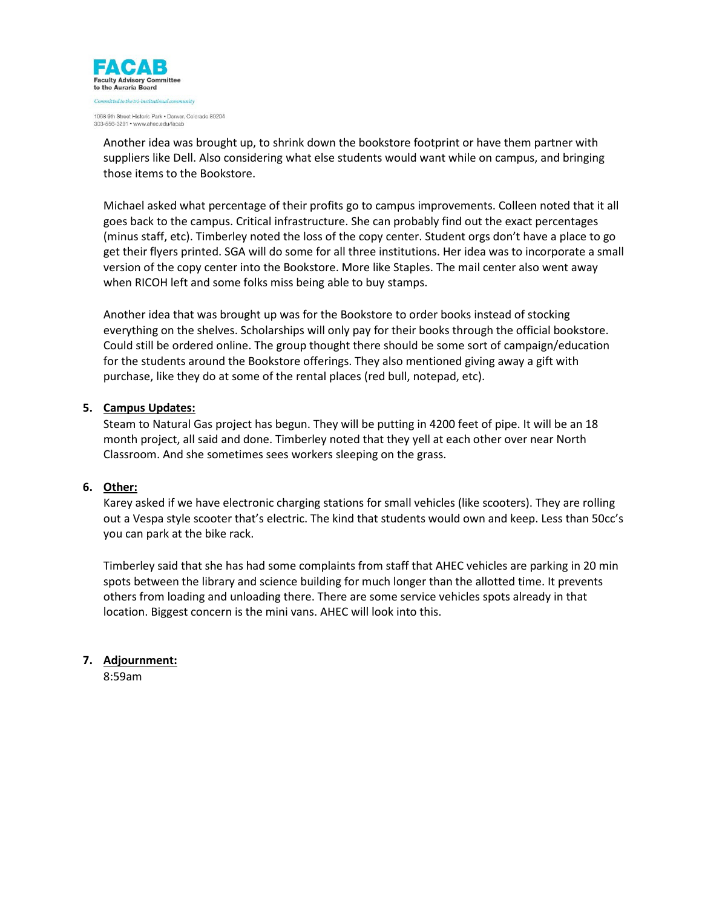Another idea was brought up, to shrink down the bookstore footprint or have them partner with suppliers like Dell. Also considering what else students would want while on campus, and bringing those items to the Bookstore.

Michael asked what percentage of their profits go to campus improvements. Colleen noted that it all goes back to the campus. Critical infrastructure. She can probably find out the exact percentages (minus staff, etc). Timberley noted the loss of the copy center. Student orgs don't have a place to go get their flyers printed. SGA will do some for all three institutions. Her idea was to incorporate a small version of the copy center into the Bookstore. More like Staples. The mail center also went away when RICOH left and some folks miss being able to buy stamps.

Another idea that was brought up was for the Bookstore to order books instead of stocking everything on the shelves. Scholarships will only pay for their books through the official bookstore. Could still be ordered online. The group thought there should be some sort of campaign/education for the students around the Bookstore offerings. They also mentioned giving away a gift with purchase, like they do at some of the rental places (red bull, notepad, etc).

5. **Campus Updates:**
   Steam to Natural Gas project has begun. They will be putting in 4200 feet of pipe. It will be an 18 month project, all said and done. Timberley noted that they yell at each other over near North Classroom. And she sometimes sees workers sleeping on the grass.

6. **Other:**
   Karey asked if we have electronic charging stations for small vehicles (like scooters). They are rolling out a Vespa style scooter that's electric. The kind that students would own and keep. Less than 50cc's you can park at the bike rack.

   Timberley said that she has had some complaints from staff that AHEC vehicles are parking in 20 min spots between the library and science building for much longer than the allotted time. It prevents others from loading and unloading there. There are some service vehicles spots already in that location. Biggest concern is the mini vans. AHEC will look into this.

7. **Adjournment:**
   8:59am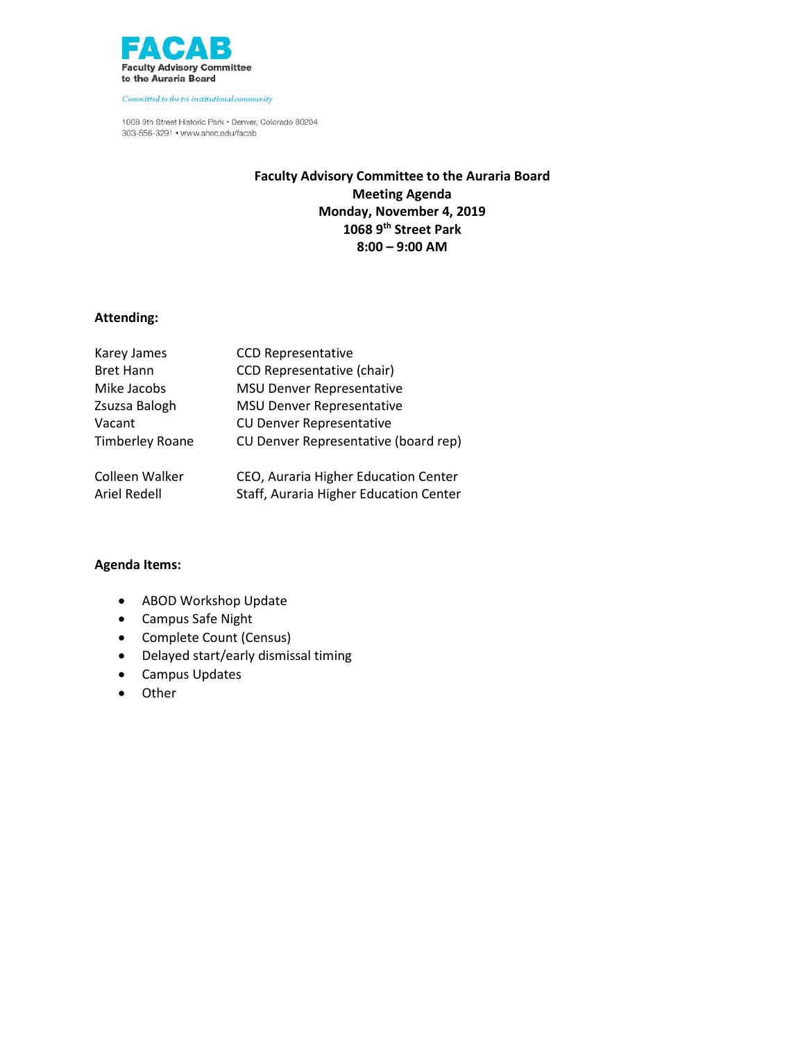# FACAB

**Faculty Advisory Committee to the Auraria Board**

*Committed to the tri-institutional community*

1068 9th Street Historic Park • Denver, Colorado 80204
303-556-3291 • www.ahec.edu/facab

**Faculty Advisory Committee to the Auraria Board**
**Meeting Agenda**
**Monday, November 4, 2019**
**1068 9th Street Park**
**8:00 – 9:00 AM**

**Attending:**

| | |
|---|---|
| Karey James | CCD Representative |
| Bret Hann | CCD Representative (chair) |
| Mike Jacobs | MSU Denver Representative |
| Zsuzsa Balogh | MSU Denver Representative |
| Vacant | CU Denver Representative |
| Timberley Roane | CU Denver Representative (board rep) |
| Colleen Walker | CEO, Auraria Higher Education Center |
| Ariel Redell | Staff, Auraria Higher Education Center |

**Agenda Items:**

- ABOD Workshop Update
- Campus Safe Night
- Complete Count (Census)
- Delayed start/early dismissal timing
- Campus Updates
- Other